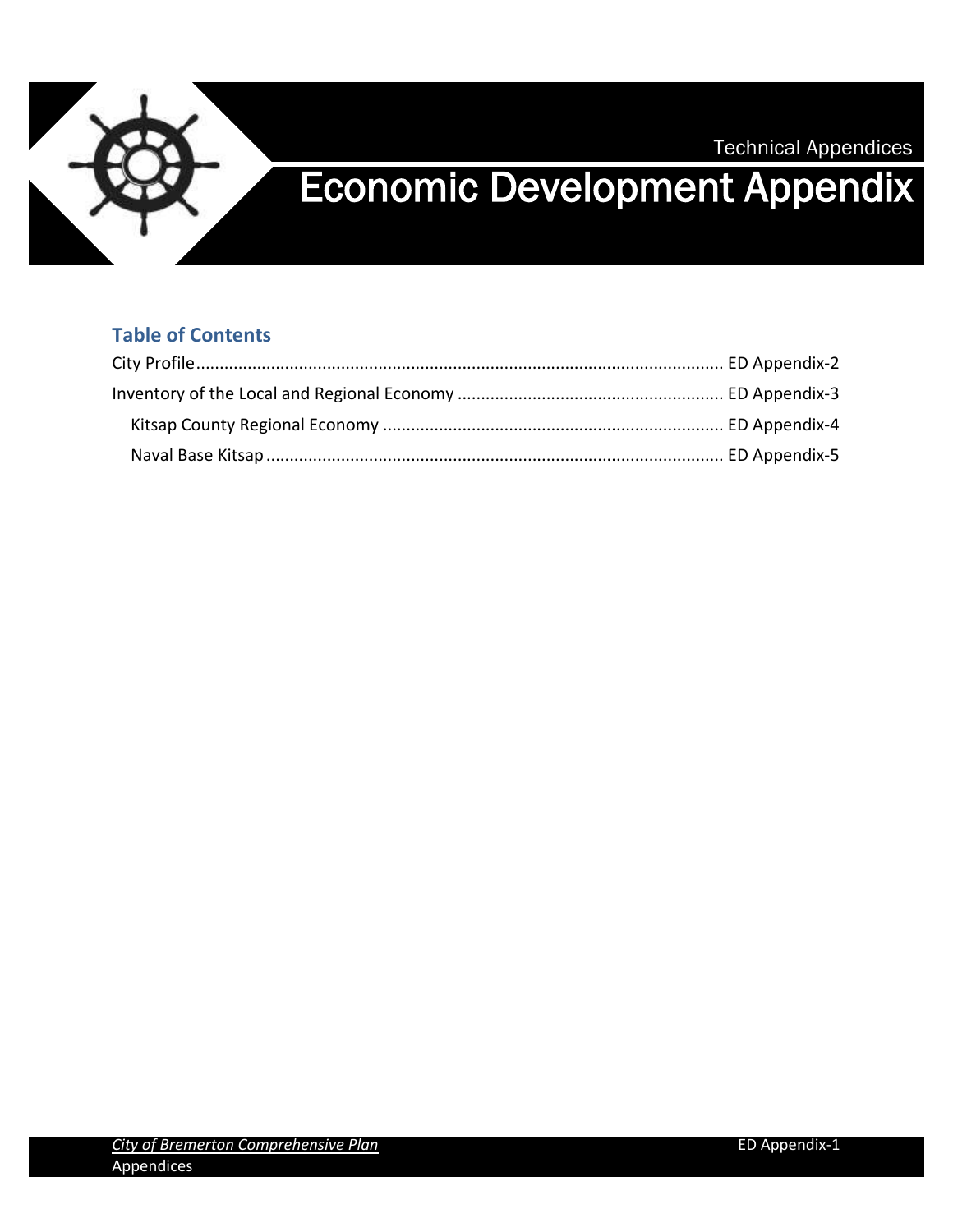Technical Appendices

# Economic Development Appendix

## Table of Contents

City Profile ........ ED Appendix-2

Inventory of the Local and Regional Economy ........ ED Appendix-3

- Kitsap County Regional Economy ........ ED Appendix-4
- Naval Base Kitsap ........ ED Appendix-5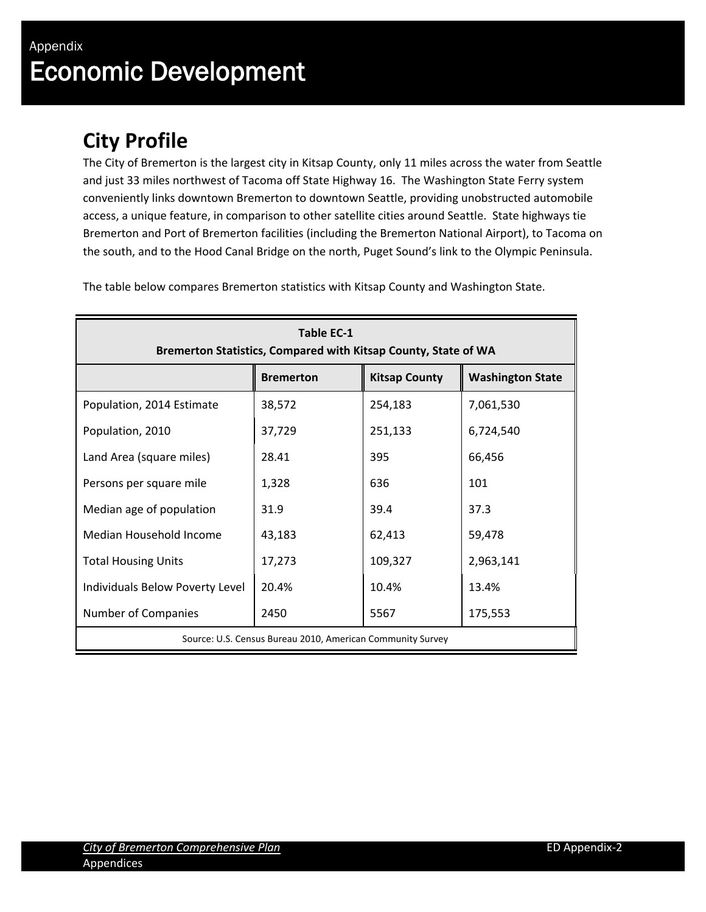Appendix

# Economic Development

## City Profile

The City of Bremerton is the largest city in Kitsap County, only 11 miles across the water from Seattle and just 33 miles northwest of Tacoma off State Highway 16. The Washington State Ferry system conveniently links downtown Bremerton to downtown Seattle, providing unobstructed automobile access, a unique feature, in comparison to other satellite cities around Seattle. State highways tie Bremerton and Port of Bremerton facilities (including the Bremerton National Airport), to Tacoma on the south, and to the Hood Canal Bridge on the north, Puget Sound's link to the Olympic Peninsula.

The table below compares Bremerton statistics with Kitsap County and Washington State.

**Table EC-1**
**Bremerton Statistics, Compared with Kitsap County, State of WA**

| | Bremerton | Kitsap County | Washington State |
|---|---|---|---|
| Population, 2014 Estimate | 38,572 | 254,183 | 7,061,530 |
| Population, 2010 | 37,729 | 251,133 | 6,724,540 |
| Land Area (square miles) | 28.41 | 395 | 66,456 |
| Persons per square mile | 1,328 | 636 | 101 |
| Median age of population | 31.9 | 39.4 | 37.3 |
| Median Household Income | 43,183 | 62,413 | 59,478 |
| Total Housing Units | 17,273 | 109,327 | 2,963,141 |
| Individuals Below Poverty Level | 20.4% | 10.4% | 13.4% |
| Number of Companies | 2450 | 5567 | 175,553 |

Source: U.S. Census Bureau 2010, American Community Survey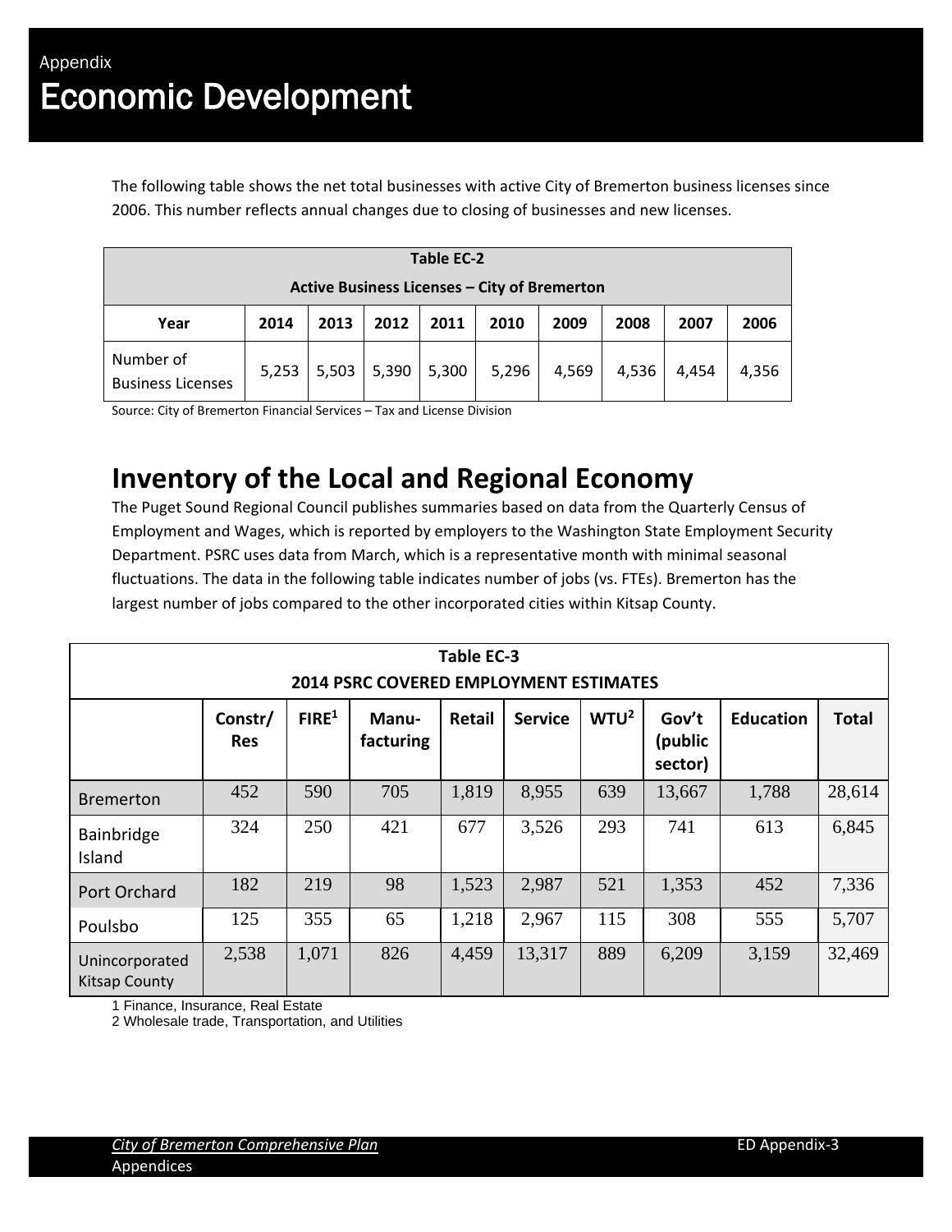Appendix

# Economic Development

The following table shows the net total businesses with active City of Bremerton business licenses since 2006. This number reflects annual changes due to closing of businesses and new licenses.

**Table EC-2**
**Active Business Licenses – City of Bremerton**

| Year | 2014 | 2013 | 2012 | 2011 | 2010 | 2009 | 2008 | 2007 | 2006 |
|---|---|---|---|---|---|---|---|---|---|
| Number of Business Licenses | 5,253 | 5,503 | 5,390 | 5,300 | 5,296 | 4,569 | 4,536 | 4,454 | 4,356 |

Source: City of Bremerton Financial Services – Tax and License Division

## Inventory of the Local and Regional Economy

The Puget Sound Regional Council publishes summaries based on data from the Quarterly Census of Employment and Wages, which is reported by employers to the Washington State Employment Security Department. PSRC uses data from March, which is a representative month with minimal seasonal fluctuations. The data in the following table indicates number of jobs (vs. FTEs). Bremerton has the largest number of jobs compared to the other incorporated cities within Kitsap County.

**Table EC-3**
**2014 PSRC COVERED EMPLOYMENT ESTIMATES**

| | Constr/ Res | FIRE[1] | Manu-facturing | Retail | Service | WTU[2] | Gov't (public sector) | Education | Total |
|---|---|---|---|---|---|---|---|---|---|
| Bremerton | 452 | 590 | 705 | 1,819 | 8,955 | 639 | 13,667 | 1,788 | 28,614 |
| Bainbridge Island | 324 | 250 | 421 | 677 | 3,526 | 293 | 741 | 613 | 6,845 |
| Port Orchard | 182 | 219 | 98 | 1,523 | 2,987 | 521 | 1,353 | 452 | 7,336 |
| Poulsbo | 125 | 355 | 65 | 1,218 | 2,967 | 115 | 308 | 555 | 5,707 |
| Unincorporated Kitsap County | 2,538 | 1,071 | 826 | 4,459 | 13,317 | 889 | 6,209 | 3,159 | 32,469 |

1 Finance, Insurance, Real Estate
2 Wholesale trade, Transportation, and Utilities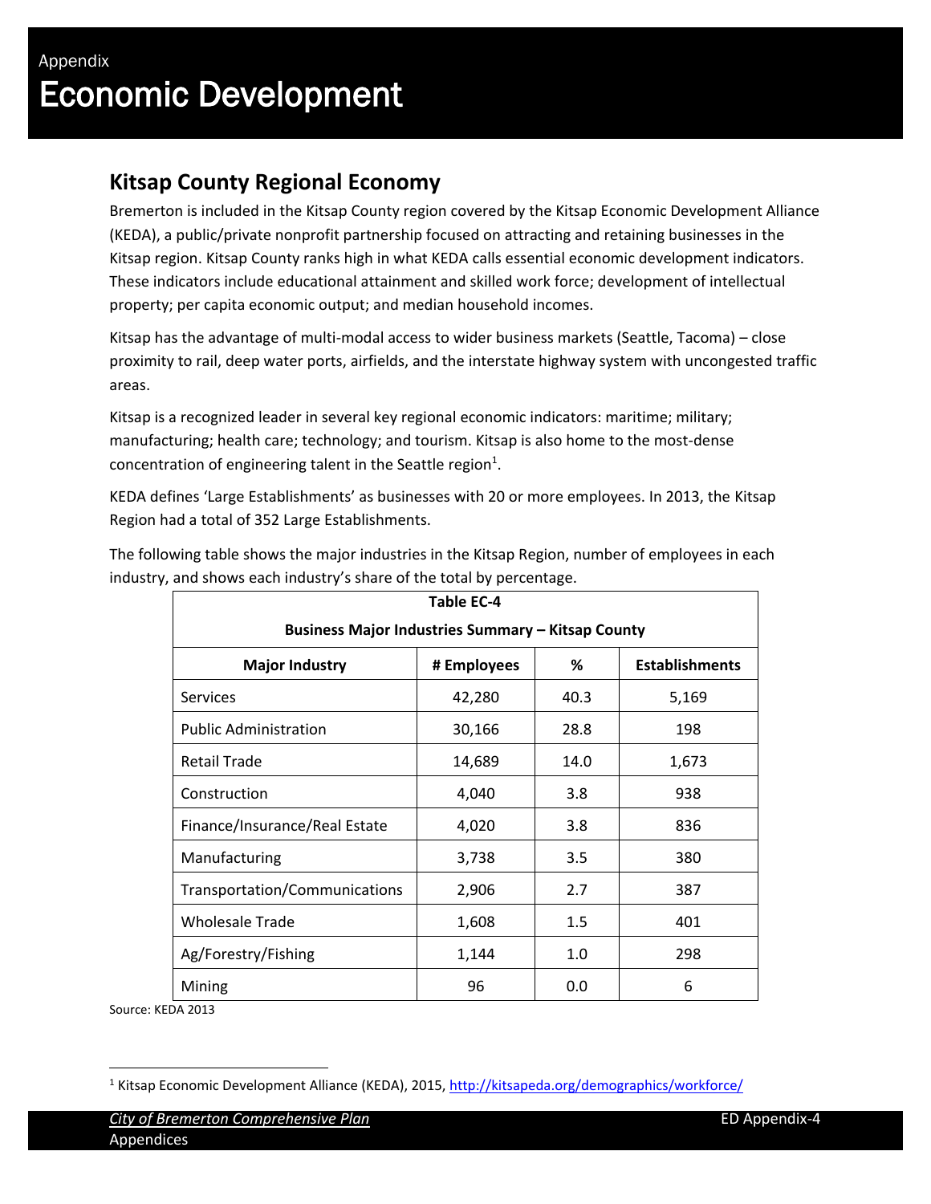Appendix

# Economic Development

## Kitsap County Regional Economy

Bremerton is included in the Kitsap County region covered by the Kitsap Economic Development Alliance (KEDA), a public/private nonprofit partnership focused on attracting and retaining businesses in the Kitsap region. Kitsap County ranks high in what KEDA calls essential economic development indicators. These indicators include educational attainment and skilled work force; development of intellectual property; per capita economic output; and median household incomes.

Kitsap has the advantage of multi-modal access to wider business markets (Seattle, Tacoma) – close proximity to rail, deep water ports, airfields, and the interstate highway system with uncongested traffic areas.

Kitsap is a recognized leader in several key regional economic indicators: maritime; military; manufacturing; health care; technology; and tourism. Kitsap is also home to the most-dense concentration of engineering talent in the Seattle region[1].

KEDA defines 'Large Establishments' as businesses with 20 or more employees. In 2013, the Kitsap Region had a total of 352 Large Establishments.

The following table shows the major industries in the Kitsap Region, number of employees in each industry, and shows each industry's share of the total by percentage.

**Table EC-4**

**Business Major Industries Summary – Kitsap County**

| Major Industry | # Employees | % | Establishments |
|---|---|---|---|
| Services | 42,280 | 40.3 | 5,169 |
| Public Administration | 30,166 | 28.8 | 198 |
| Retail Trade | 14,689 | 14.0 | 1,673 |
| Construction | 4,040 | 3.8 | 938 |
| Finance/Insurance/Real Estate | 4,020 | 3.8 | 836 |
| Manufacturing | 3,738 | 3.5 | 380 |
| Transportation/Communications | 2,906 | 2.7 | 387 |
| Wholesale Trade | 1,608 | 1.5 | 401 |
| Ag/Forestry/Fishing | 1,144 | 1.0 | 298 |
| Mining | 96 | 0.0 | 6 |

Source: KEDA 2013

[1] Kitsap Economic Development Alliance (KEDA), 2015, http://kitsapeda.org/demographics/workforce/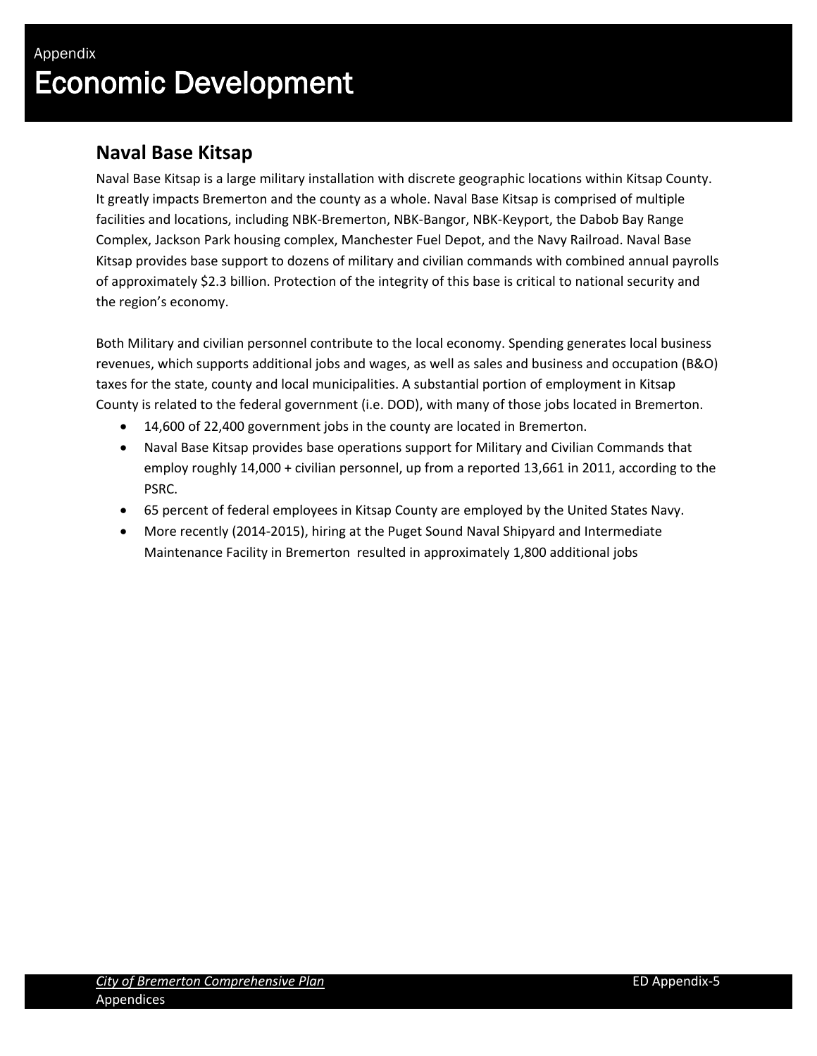# Appendix
# Economic Development

## Naval Base Kitsap

Naval Base Kitsap is a large military installation with discrete geographic locations within Kitsap County. It greatly impacts Bremerton and the county as a whole. Naval Base Kitsap is comprised of multiple facilities and locations, including NBK-Bremerton, NBK-Bangor, NBK-Keyport, the Dabob Bay Range Complex, Jackson Park housing complex, Manchester Fuel Depot, and the Navy Railroad. Naval Base Kitsap provides base support to dozens of military and civilian commands with combined annual payrolls of approximately $2.3 billion. Protection of the integrity of this base is critical to national security and the region's economy.

Both Military and civilian personnel contribute to the local economy. Spending generates local business revenues, which supports additional jobs and wages, as well as sales and business and occupation (B&O) taxes for the state, county and local municipalities. A substantial portion of employment in Kitsap County is related to the federal government (i.e. DOD), with many of those jobs located in Bremerton.

- 14,600 of 22,400 government jobs in the county are located in Bremerton.
- Naval Base Kitsap provides base operations support for Military and Civilian Commands that employ roughly 14,000 + civilian personnel, up from a reported 13,661 in 2011, according to the PSRC.
- 65 percent of federal employees in Kitsap County are employed by the United States Navy.
- More recently (2014-2015), hiring at the Puget Sound Naval Shipyard and Intermediate Maintenance Facility in Bremerton resulted in approximately 1,800 additional jobs